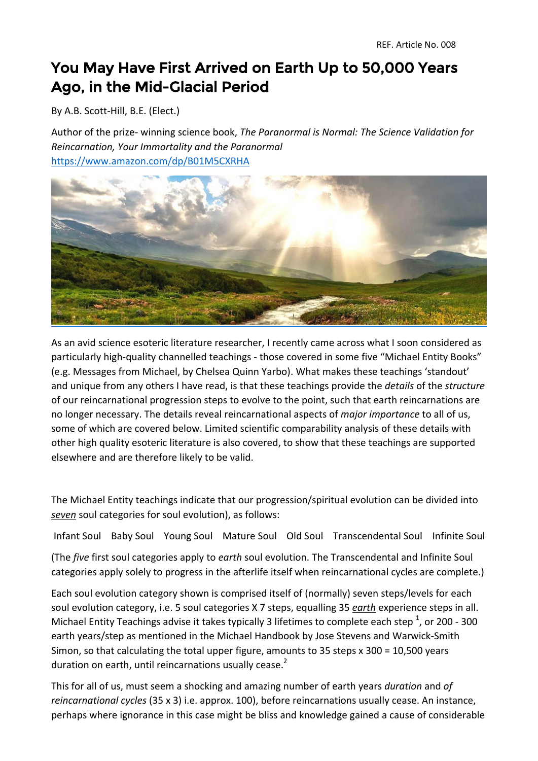REF. Article No. 008

# You May Have First Arrived on Earth Up to 50,000 Years Ago, in the Mid-Glacial Period

By A.B. Scott-Hill, B.E. (Elect.)

Author of the prize- winning science book, *The Paranormal is Normal: The Science Validation for Reincarnation, Your Immortality and the Paranormal*
https://www.amazon.com/dp/B01M5CXRHA

As an avid science esoteric literature researcher, I recently came across what I soon considered as particularly high-quality channelled teachings - those covered in some five "Michael Entity Books" (e.g. Messages from Michael, by Chelsea Quinn Yarbo). What makes these teachings 'standout' and unique from any others I have read, is that these teachings provide the *details* of the *structure* of our reincarnational progression steps to evolve to the point, such that earth reincarnations are no longer necessary. The details reveal reincarnational aspects of *major importance* to all of us, some of which are covered below. Limited scientific comparability analysis of these details with other high quality esoteric literature is also covered, to show that these teachings are supported elsewhere and are therefore likely to be valid.

The Michael Entity teachings indicate that our progression/spiritual evolution can be divided into *seven* soul categories for soul evolution), as follows:

Infant Soul   Baby Soul   Young Soul   Mature Soul   Old Soul   Transcendental Soul   Infinite Soul

(The *five* first soul categories apply to *earth* soul evolution. The Transcendental and Infinite Soul categories apply solely to progress in the afterlife itself when reincarnational cycles are complete.)

Each soul evolution category shown is comprised itself of (normally) seven steps/levels for each soul evolution category, i.e. 5 soul categories X 7 steps, equalling 35 *earth* experience steps in all. Michael Entity Teachings advise it takes typically 3 lifetimes to complete each step [1], or 200 - 300 earth years/step as mentioned in the Michael Handbook by Jose Stevens and Warwick-Smith Simon, so that calculating the total upper figure, amounts to 35 steps x 300 = 10,500 years duration on earth, until reincarnations usually cease.[2]

This for all of us, must seem a shocking and amazing number of earth years *duration* and *of reincarnational cycles* (35 x 3) i.e. approx. 100), before reincarnations usually cease. An instance, perhaps where ignorance in this case might be bliss and knowledge gained a cause of considerable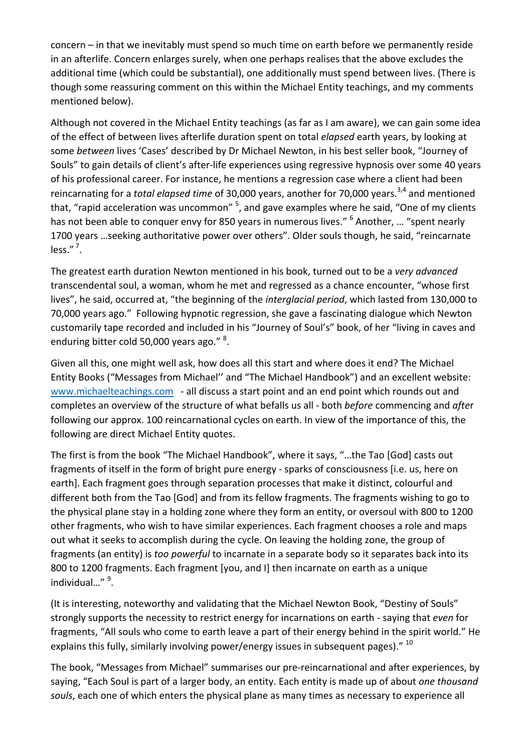concern – in that we inevitably must spend so much time on earth before we permanently reside in an afterlife. Concern enlarges surely, when one perhaps realises that the above excludes the additional time (which could be substantial), one additionally must spend between lives. (There is though some reassuring comment on this within the Michael Entity teachings, and my comments mentioned below).

Although not covered in the Michael Entity teachings (as far as I am aware), we can gain some idea of the effect of between lives afterlife duration spent on total *elapsed* earth years, by looking at some *between* lives 'Cases' described by Dr Michael Newton, in his best seller book, "Journey of Souls" to gain details of client's after-life experiences using regressive hypnosis over some 40 years of his professional career. For instance, he mentions a regression case where a client had been reincarnating for a *total elapsed time* of 30,000 years, another for 70,000 years.[3,4] and mentioned that, "rapid acceleration was uncommon" [5], and gave examples where he said, "One of my clients has not been able to conquer envy for 850 years in numerous lives." [6] Another, … "spent nearly 1700 years …seeking authoritative power over others". Older souls though, he said, "reincarnate less." [7].

The greatest earth duration Newton mentioned in his book, turned out to be a *very advanced* transcendental soul, a woman, whom he met and regressed as a chance encounter, "whose first lives", he said, occurred at, "the beginning of the *interglacial period*, which lasted from 130,000 to 70,000 years ago." Following hypnotic regression, she gave a fascinating dialogue which Newton customarily tape recorded and included in his "Journey of Soul's" book, of her "living in caves and enduring bitter cold 50,000 years ago." [8].

Given all this, one might well ask, how does all this start and where does it end? The Michael Entity Books ("Messages from Michael'' and "The Michael Handbook") and an excellent website: www.michaelteachings.com - all discuss a start point and an end point which rounds out and completes an overview of the structure of what befalls us all - both *before* commencing and *after* following our approx. 100 reincarnational cycles on earth. In view of the importance of this, the following are direct Michael Entity quotes.

The first is from the book "The Michael Handbook", where it says, "…the Tao [God] casts out fragments of itself in the form of bright pure energy - sparks of consciousness [i.e. us, here on earth]. Each fragment goes through separation processes that make it distinct, colourful and different both from the Tao [God] and from its fellow fragments. The fragments wishing to go to the physical plane stay in a holding zone where they form an entity, or oversoul with 800 to 1200 other fragments, who wish to have similar experiences. Each fragment chooses a role and maps out what it seeks to accomplish during the cycle. On leaving the holding zone, the group of fragments (an entity) is *too powerful* to incarnate in a separate body so it separates back into its 800 to 1200 fragments. Each fragment [you, and I] then incarnate on earth as a unique individual…" [9].

(It is interesting, noteworthy and validating that the Michael Newton Book, "Destiny of Souls" strongly supports the necessity to restrict energy for incarnations on earth - saying that *even* for fragments, "All souls who come to earth leave a part of their energy behind in the spirit world." He explains this fully, similarly involving power/energy issues in subsequent pages)." [10]

The book, "Messages from Michael" summarises our pre-reincarnational and after experiences, by saying, "Each Soul is part of a larger body, an entity. Each entity is made up of about *one thousand souls*, each one of which enters the physical plane as many times as necessary to experience all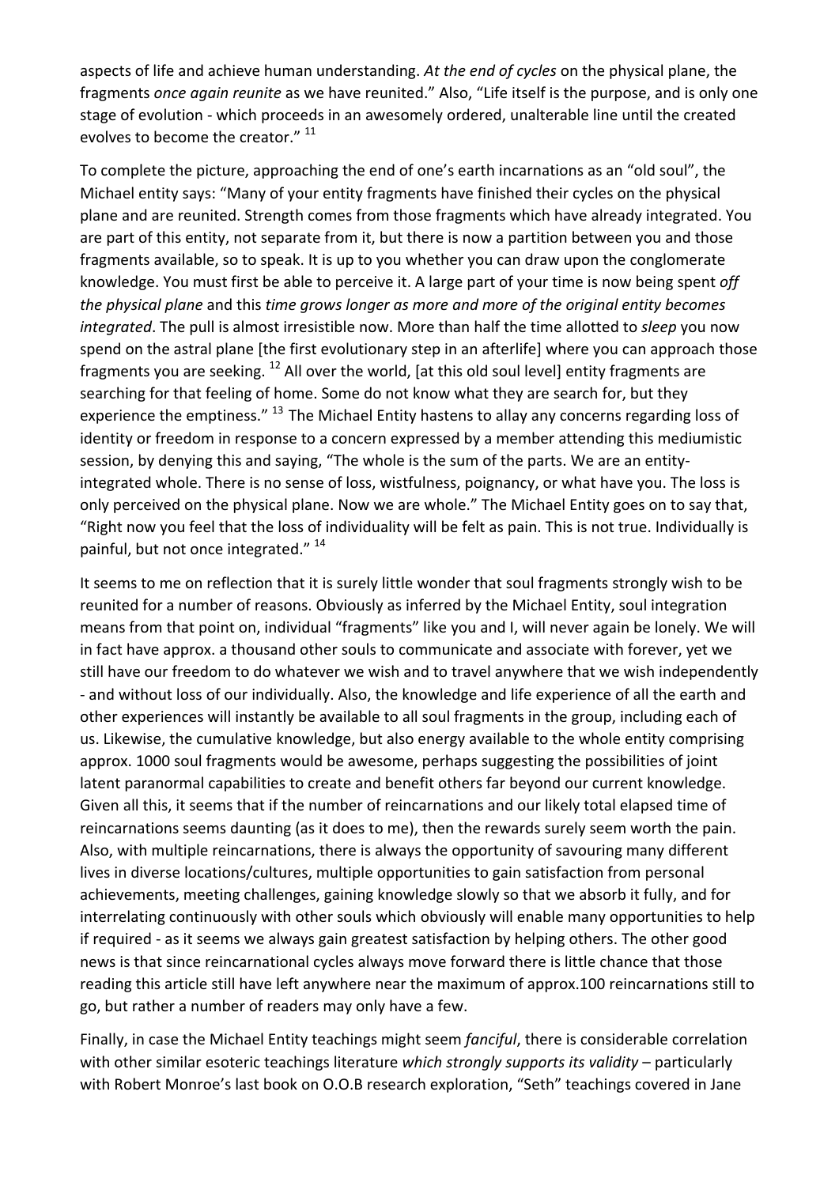aspects of life and achieve human understanding. *At the end of cycles* on the physical plane, the fragments *once again reunite* as we have reunited." Also, "Life itself is the purpose, and is only one stage of evolution - which proceeds in an awesomely ordered, unalterable line until the created evolves to become the creator." [11]

To complete the picture, approaching the end of one's earth incarnations as an "old soul", the Michael entity says: "Many of your entity fragments have finished their cycles on the physical plane and are reunited. Strength comes from those fragments which have already integrated. You are part of this entity, not separate from it, but there is now a partition between you and those fragments available, so to speak. It is up to you whether you can draw upon the conglomerate knowledge. You must first be able to perceive it. A large part of your time is now being spent *off the physical plane* and this *time grows longer as more and more of the original entity becomes integrated*. The pull is almost irresistible now. More than half the time allotted to *sleep* you now spend on the astral plane [the first evolutionary step in an afterlife] where you can approach those fragments you are seeking. [12] All over the world, [at this old soul level] entity fragments are searching for that feeling of home. Some do not know what they are search for, but they experience the emptiness." [13] The Michael Entity hastens to allay any concerns regarding loss of identity or freedom in response to a concern expressed by a member attending this mediumistic session, by denying this and saying, "The whole is the sum of the parts. We are an entity-integrated whole. There is no sense of loss, wistfulness, poignancy, or what have you. The loss is only perceived on the physical plane. Now we are whole." The Michael Entity goes on to say that, "Right now you feel that the loss of individuality will be felt as pain. This is not true. Individually is painful, but not once integrated." [14]

It seems to me on reflection that it is surely little wonder that soul fragments strongly wish to be reunited for a number of reasons. Obviously as inferred by the Michael Entity, soul integration means from that point on, individual "fragments" like you and I, will never again be lonely. We will in fact have approx. a thousand other souls to communicate and associate with forever, yet we still have our freedom to do whatever we wish and to travel anywhere that we wish independently - and without loss of our individually. Also, the knowledge and life experience of all the earth and other experiences will instantly be available to all soul fragments in the group, including each of us. Likewise, the cumulative knowledge, but also energy available to the whole entity comprising approx. 1000 soul fragments would be awesome, perhaps suggesting the possibilities of joint latent paranormal capabilities to create and benefit others far beyond our current knowledge. Given all this, it seems that if the number of reincarnations and our likely total elapsed time of reincarnations seems daunting (as it does to me), then the rewards surely seem worth the pain. Also, with multiple reincarnations, there is always the opportunity of savouring many different lives in diverse locations/cultures, multiple opportunities to gain satisfaction from personal achievements, meeting challenges, gaining knowledge slowly so that we absorb it fully, and for interrelating continuously with other souls which obviously will enable many opportunities to help if required - as it seems we always gain greatest satisfaction by helping others. The other good news is that since reincarnational cycles always move forward there is little chance that those reading this article still have left anywhere near the maximum of approx.100 reincarnations still to go, but rather a number of readers may only have a few.

Finally, in case the Michael Entity teachings might seem *fanciful*, there is considerable correlation with other similar esoteric teachings literature *which strongly supports its validity* – particularly with Robert Monroe's last book on O.O.B research exploration, "Seth" teachings covered in Jane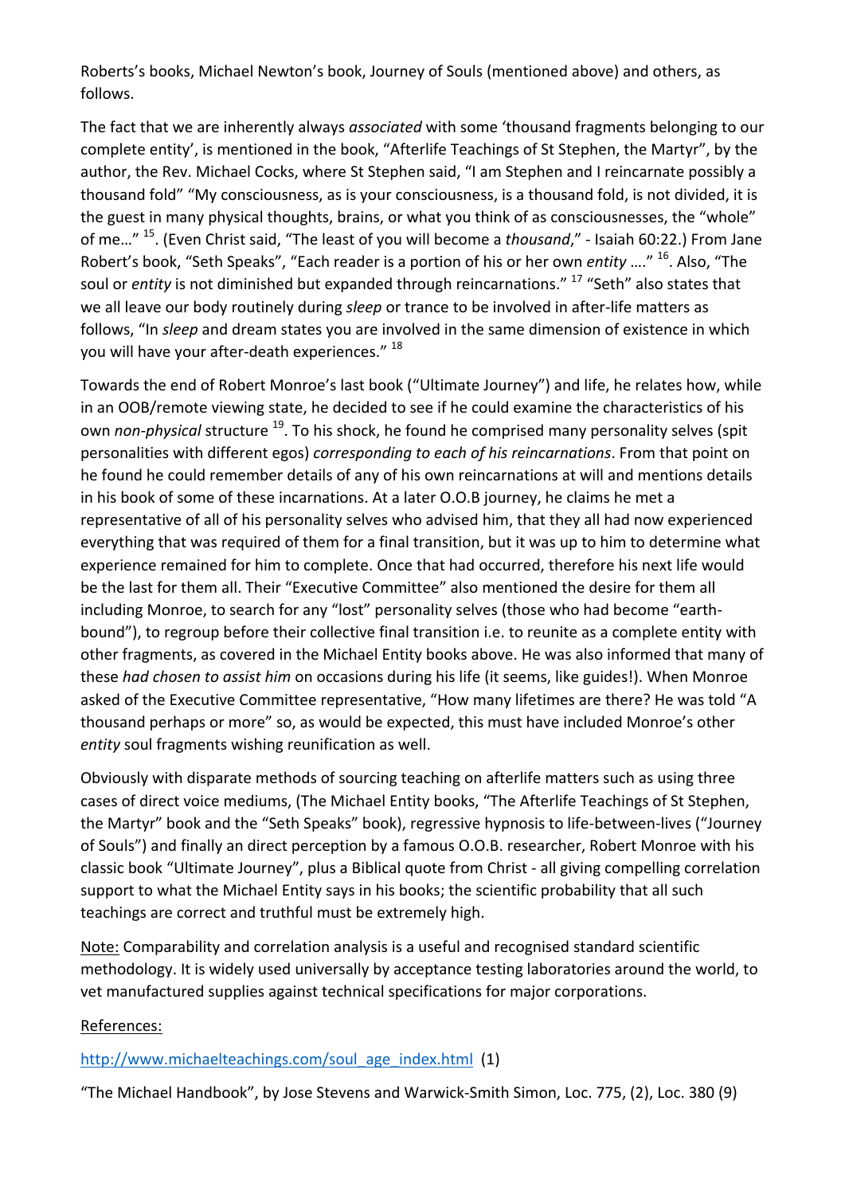Roberts's books, Michael Newton's book, Journey of Souls (mentioned above) and others, as follows.

The fact that we are inherently always *associated* with some 'thousand fragments belonging to our complete entity', is mentioned in the book, "Afterlife Teachings of St Stephen, the Martyr", by the author, the Rev. Michael Cocks, where St Stephen said, "I am Stephen and I reincarnate possibly a thousand fold" "My consciousness, as is your consciousness, is a thousand fold, is not divided, it is the guest in many physical thoughts, brains, or what you think of as consciousnesses, the "whole" of me…" [15]. (Even Christ said, "The least of you will become a *thousand*," - Isaiah 60:22.) From Jane Robert's book, "Seth Speaks", "Each reader is a portion of his or her own *entity* …." [16]. Also, "The soul or *entity* is not diminished but expanded through reincarnations." [17] "Seth" also states that we all leave our body routinely during *sleep* or trance to be involved in after-life matters as follows, "In *sleep* and dream states you are involved in the same dimension of existence in which you will have your after-death experiences." [18]

Towards the end of Robert Monroe's last book ("Ultimate Journey") and life, he relates how, while in an OOB/remote viewing state, he decided to see if he could examine the characteristics of his own *non-physical* structure [19]. To his shock, he found he comprised many personality selves (spit personalities with different egos) *corresponding to each of his reincarnations*. From that point on he found he could remember details of any of his own reincarnations at will and mentions details in his book of some of these incarnations. At a later O.O.B journey, he claims he met a representative of all of his personality selves who advised him, that they all had now experienced everything that was required of them for a final transition, but it was up to him to determine what experience remained for him to complete. Once that had occurred, therefore his next life would be the last for them all. Their "Executive Committee" also mentioned the desire for them all including Monroe, to search for any "lost" personality selves (those who had become "earth-bound"), to regroup before their collective final transition i.e. to reunite as a complete entity with other fragments, as covered in the Michael Entity books above. He was also informed that many of these *had chosen to assist him* on occasions during his life (it seems, like guides!). When Monroe asked of the Executive Committee representative, "How many lifetimes are there? He was told "A thousand perhaps or more" so, as would be expected, this must have included Monroe's other *entity* soul fragments wishing reunification as well.

Obviously with disparate methods of sourcing teaching on afterlife matters such as using three cases of direct voice mediums, (The Michael Entity books, "The Afterlife Teachings of St Stephen, the Martyr" book and the "Seth Speaks" book), regressive hypnosis to life-between-lives ("Journey of Souls") and finally an direct perception by a famous O.O.B. researcher, Robert Monroe with his classic book "Ultimate Journey", plus a Biblical quote from Christ - all giving compelling correlation support to what the Michael Entity says in his books; the scientific probability that all such teachings are correct and truthful must be extremely high.

Note: Comparability and correlation analysis is a useful and recognised standard scientific methodology. It is widely used universally by acceptance testing laboratories around the world, to vet manufactured supplies against technical specifications for major corporations.

References:

http://www.michaelteachings.com/soul_age_index.html (1)

"The Michael Handbook", by Jose Stevens and Warwick-Smith Simon, Loc. 775, (2), Loc. 380 (9)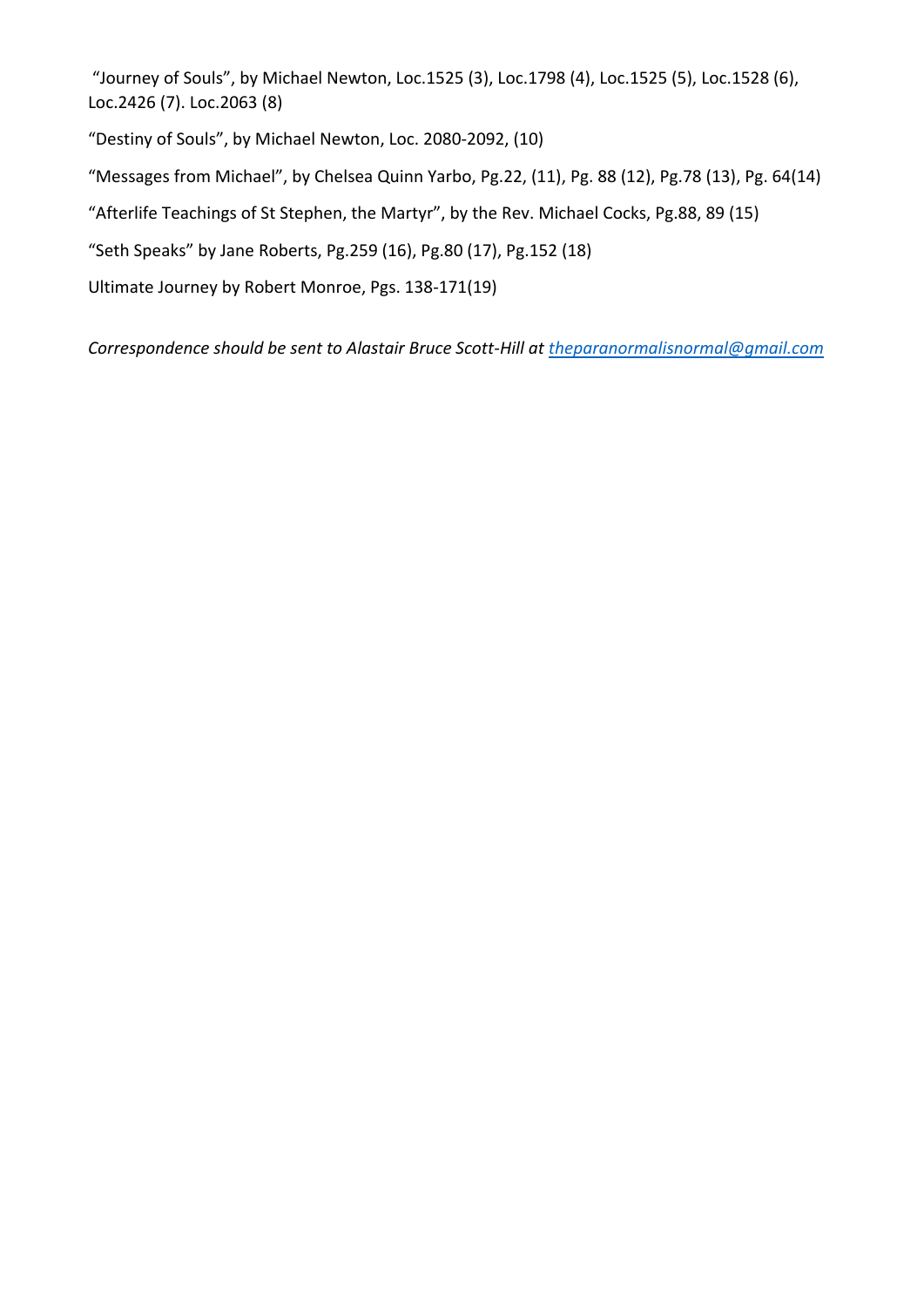"Journey of Souls", by Michael Newton, Loc.1525 (3), Loc.1798 (4), Loc.1525 (5), Loc.1528 (6), Loc.2426 (7). Loc.2063 (8)

"Destiny of Souls", by Michael Newton, Loc. 2080-2092, (10)

"Messages from Michael", by Chelsea Quinn Yarbo, Pg.22, (11), Pg. 88 (12), Pg.78 (13), Pg. 64(14)

"Afterlife Teachings of St Stephen, the Martyr", by the Rev. Michael Cocks, Pg.88, 89 (15)

"Seth Speaks" by Jane Roberts, Pg.259 (16), Pg.80 (17), Pg.152 (18)

Ultimate Journey by Robert Monroe, Pgs. 138-171(19)

*Correspondence should be sent to Alastair Bruce Scott-Hill at theparanormalisnormal@gmail.com*